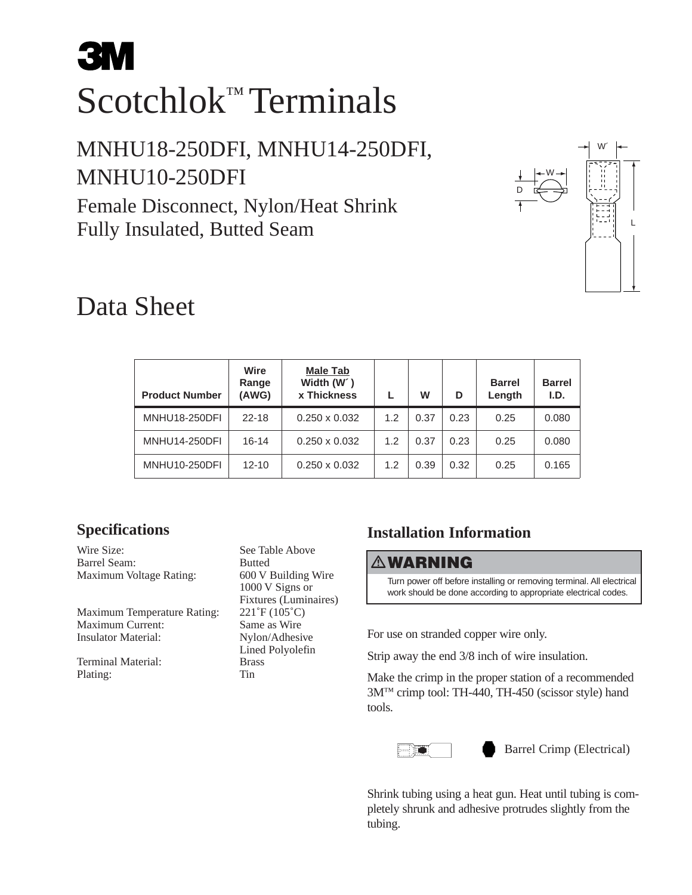# 3M

# Scotchlok™ Terminals

## MNHU18-250DFI, MNHU14-250DFI, MNHU10-250DFI

### Female Disconnect, Nylon/Heat Shrink Fully Insulated, Butted Seam

# Data Sheet

| Product Number | Wire Range (AWG) | Male Tab Width (W´) x Thickness | L | W | D | Barrel Length | Barrel I.D. |
|---|---|---|---|---|---|---|---|
| MNHU18-250DFI | 22-18 | 0.250 x 0.032 | 1.2 | 0.37 | 0.23 | 0.25 | 0.080 |
| MNHU14-250DFI | 16-14 | 0.250 x 0.032 | 1.2 | 0.37 | 0.23 | 0.25 | 0.080 |
| MNHU10-250DFI | 12-10 | 0.250 x 0.032 | 1.2 | 0.39 | 0.32 | 0.25 | 0.165 |

## Specifications

| | |
|---|---|
| Wire Size: | See Table Above |
| Barrel Seam: | Butted |
| Maximum Voltage Rating: | 600 V Building Wire<br>1000 V Signs or Fixtures (Luminaires) |
| Maximum Temperature Rating: | 221˚F (105˚C) |
| Maximum Current: | Same as Wire |
| Insulator Material: | Nylon/Adhesive Lined Polyolefin |
| Terminal Material: | Brass |
| Plating: | Tin |

## Installation Information

**⚠ WARNING**

Turn power off before installing or removing terminal. All electrical work should be done according to appropriate electrical codes.

For use on stranded copper wire only.

Strip away the end 3/8 inch of wire insulation.

Make the crimp in the proper station of a recommended 3M™ crimp tool: TH-440, TH-450 (scissor style) hand tools.

Barrel Crimp (Electrical)

Shrink tubing using a heat gun. Heat until tubing is completely shrunk and adhesive protrudes slightly from the tubing.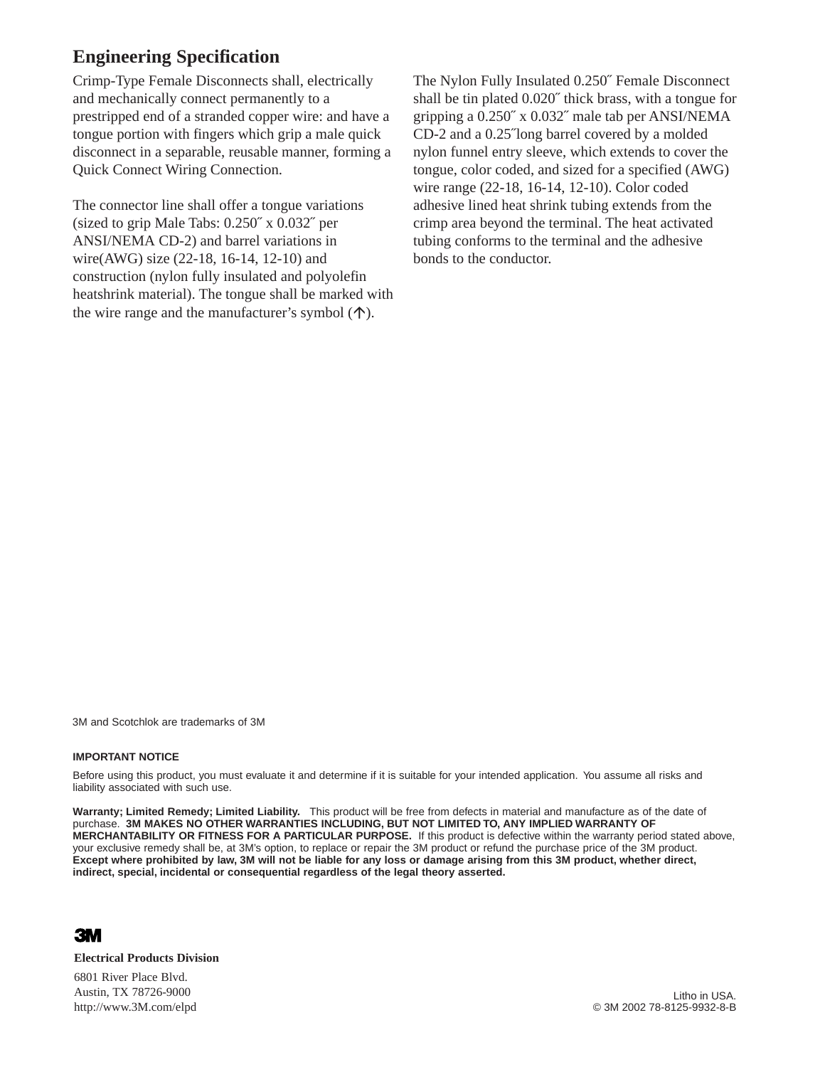## Engineering Specification

Crimp-Type Female Disconnects shall, electrically and mechanically connect permanently to a prestripped end of a stranded copper wire: and have a tongue portion with fingers which grip a male quick disconnect in a separable, reusable manner, forming a Quick Connect Wiring Connection.

The connector line shall offer a tongue variations (sized to grip Male Tabs: 0.250˝ x 0.032˝ per ANSI/NEMA CD-2) and barrel variations in wire(AWG) size (22-18, 16-14, 12-10) and construction (nylon fully insulated and polyolefin heatshrink material). The tongue shall be marked with the wire range and the manufacturer's symbol (↑).

The Nylon Fully Insulated 0.250˝ Female Disconnect shall be tin plated 0.020˝ thick brass, with a tongue for gripping a 0.250˝ x 0.032˝ male tab per ANSI/NEMA CD-2 and a 0.25˝long barrel covered by a molded nylon funnel entry sleeve, which extends to cover the tongue, color coded, and sized for a specified (AWG) wire range (22-18, 16-14, 12-10). Color coded adhesive lined heat shrink tubing extends from the crimp area beyond the terminal. The heat activated tubing conforms to the terminal and the adhesive bonds to the conductor.

3M and Scotchlok are trademarks of 3M

**IMPORTANT NOTICE**

Before using this product, you must evaluate it and determine if it is suitable for your intended application. You assume all risks and liability associated with such use.

**Warranty; Limited Remedy; Limited Liability.** This product will be free from defects in material and manufacture as of the date of purchase. **3M MAKES NO OTHER WARRANTIES INCLUDING, BUT NOT LIMITED TO, ANY IMPLIED WARRANTY OF MERCHANTABILITY OR FITNESS FOR A PARTICULAR PURPOSE.** If this product is defective within the warranty period stated above, your exclusive remedy shall be, at 3M's option, to replace or repair the 3M product or refund the purchase price of the 3M product. **Except where prohibited by law, 3M will not be liable for any loss or damage arising from this 3M product, whether direct, indirect, special, incidental or consequential regardless of the legal theory asserted.**

**3M**

**Electrical Products Division**

6801 River Place Blvd.
Austin, TX 78726-9000
http://www.3M.com/elpd

Litho in USA.
© 3M 2002 78-8125-9932-8-B